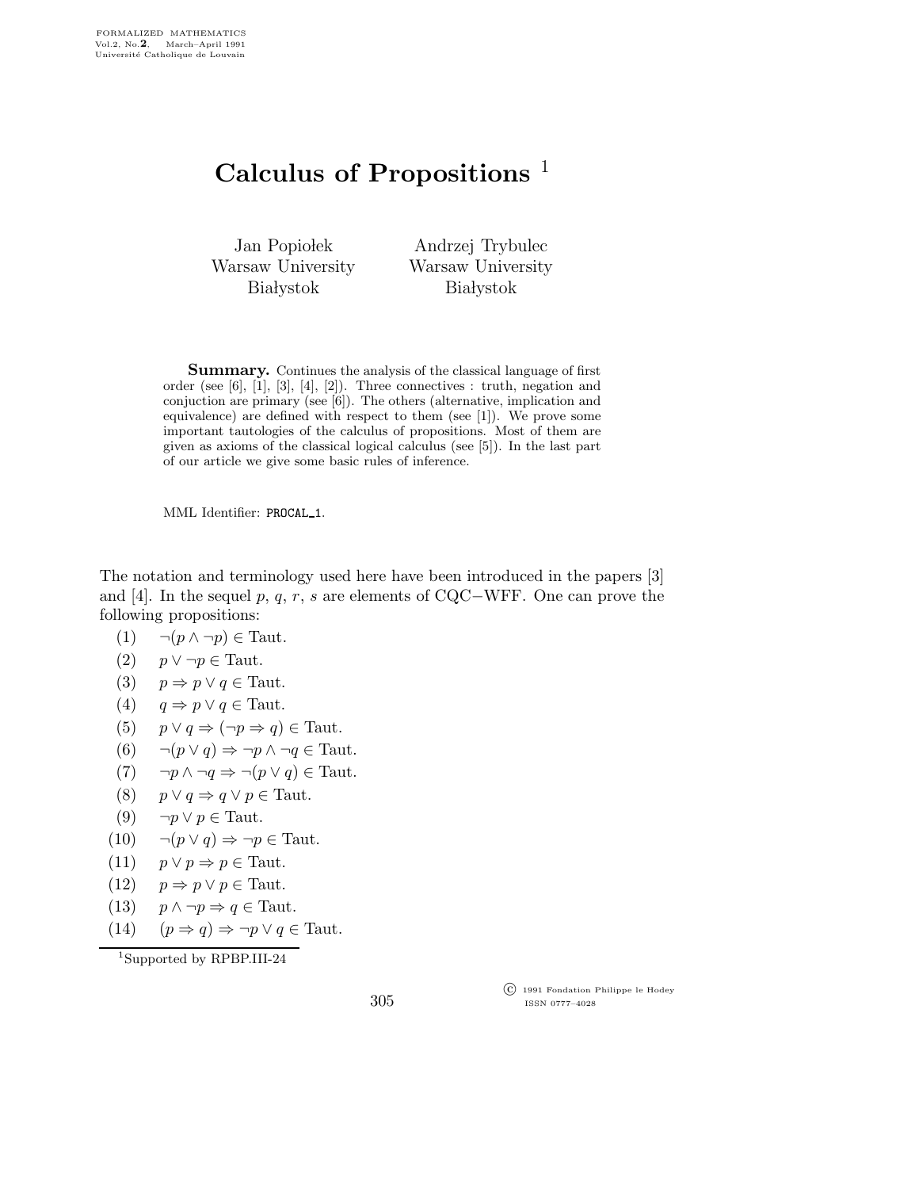FORMALIZED MATHEMATICS
Vol.2, No.**2**, March–April 1991
Université Catholique de Louvain

# Calculus of Propositions [1]

Jan Popiołek
Warsaw University
Białystok

Andrzej Trybulec
Warsaw University
Białystok

**Summary.** Continues the analysis of the classical language of first order (see [6], [1], [3], [4], [2]). Three connectives : truth, negation and conjuction are primary (see [6]). The others (alternative, implication and equivalence) are defined with respect to them (see [1]). We prove some important tautologies of the calculus of propositions. Most of them are given as axioms of the classical logical calculus (see [5]). In the last part of our article we give some basic rules of inference.

MML Identifier: PROCAL_1.

The notation and terminology used here have been introduced in the papers [3] and [4]. In the sequel $p$, $q$, $r$, $s$ are elements of CQC−WFF. One can prove the following propositions:

(1) $\neg(p \wedge \neg p) \in \text{Taut}$.

(2) $p \vee \neg p \in \text{Taut}$.

(3) $p \Rightarrow p \vee q \in \text{Taut}$.

(4) $q \Rightarrow p \vee q \in \text{Taut}$.

(5) $p \vee q \Rightarrow (\neg p \Rightarrow q) \in \text{Taut}$.

(6) $\neg(p \vee q) \Rightarrow \neg p \wedge \neg q \in \text{Taut}$.

(7) $\neg p \wedge \neg q \Rightarrow \neg(p \vee q) \in \text{Taut}$.

(8) $p \vee q \Rightarrow q \vee p \in \text{Taut}$.

(9) $\neg p \vee p \in \text{Taut}$.

(10) $\neg(p \vee q) \Rightarrow \neg p \in \text{Taut}$.

(11) $p \vee p \Rightarrow p \in \text{Taut}$.

(12) $p \Rightarrow p \vee p \in \text{Taut}$.

(13) $p \wedge \neg p \Rightarrow q \in \text{Taut}$.

(14) $(p \Rightarrow q) \Rightarrow \neg p \vee q \in \text{Taut}$.

[1] Supported by RPBP.III-24

© 1991 Fondation Philippe le Hodey
ISSN 0777–4028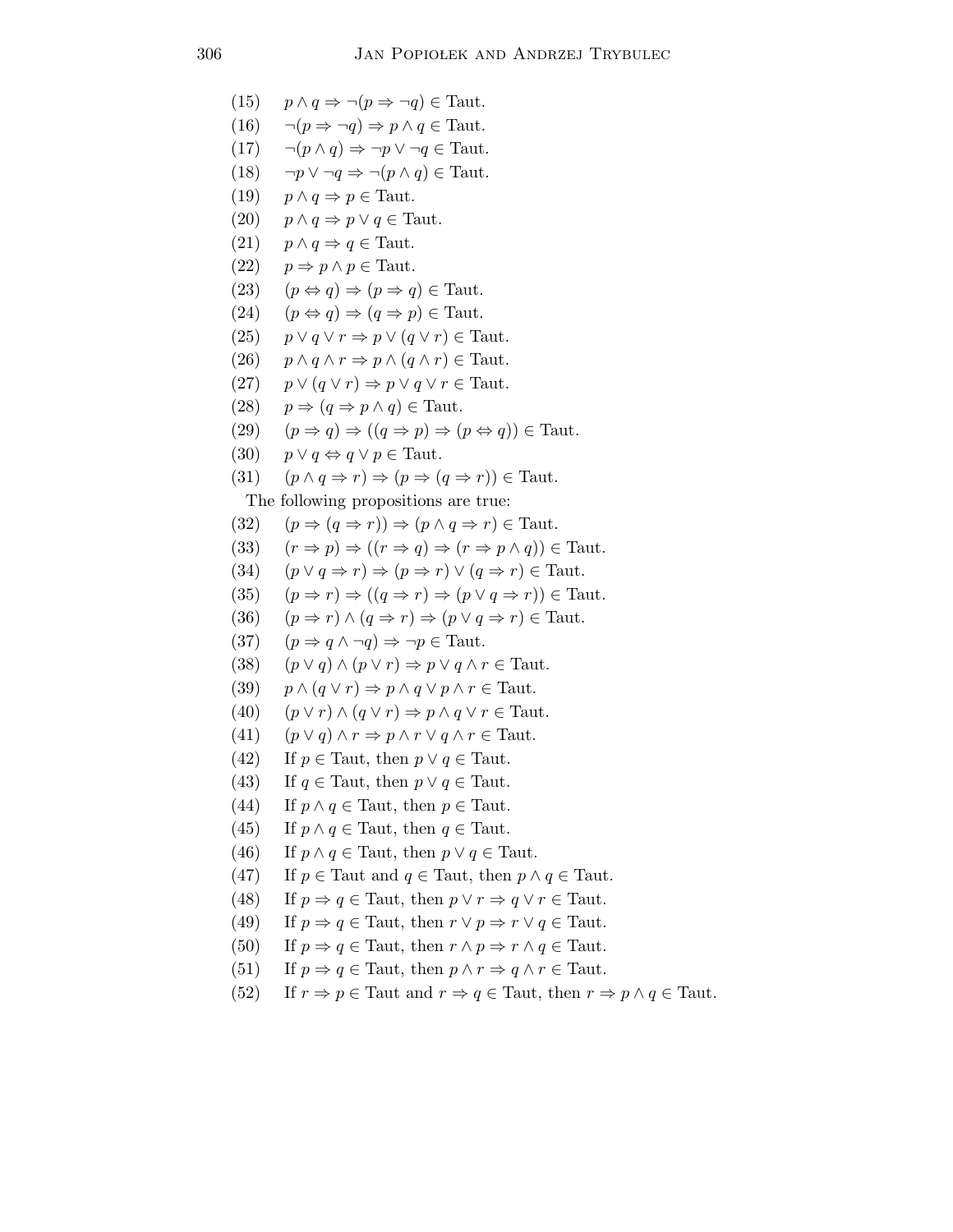(15) $p \wedge q \Rightarrow \neg(p \Rightarrow \neg q) \in \text{Taut}$.

(16) $\neg(p \Rightarrow \neg q) \Rightarrow p \wedge q \in \text{Taut}$.

(17) $\neg(p \wedge q) \Rightarrow \neg p \vee \neg q \in \text{Taut}$.

(18) $\neg p \vee \neg q \Rightarrow \neg(p \wedge q) \in \text{Taut}$.

(19) $p \wedge q \Rightarrow p \in \text{Taut}$.

(20) $p \wedge q \Rightarrow p \vee q \in \text{Taut}$.

(21) $p \wedge q \Rightarrow q \in \text{Taut}$.

(22) $p \Rightarrow p \wedge p \in \text{Taut}$.

(23) $(p \Leftrightarrow q) \Rightarrow (p \Rightarrow q) \in \text{Taut}$.

(24) $(p \Leftrightarrow q) \Rightarrow (q \Rightarrow p) \in \text{Taut}$.

(25) $p \vee q \vee r \Rightarrow p \vee (q \vee r) \in \text{Taut}$.

(26) $p \wedge q \wedge r \Rightarrow p \wedge (q \wedge r) \in \text{Taut}$.

(27) $p \vee (q \vee r) \Rightarrow p \vee q \vee r \in \text{Taut}$.

(28) $p \Rightarrow (q \Rightarrow p \wedge q) \in \text{Taut}$.

(29) $(p \Rightarrow q) \Rightarrow ((q \Rightarrow p) \Rightarrow (p \Leftrightarrow q)) \in \text{Taut}$.

(30) $p \vee q \Leftrightarrow q \vee p \in \text{Taut}$.

(31) $(p \wedge q \Rightarrow r) \Rightarrow (p \Rightarrow (q \Rightarrow r)) \in \text{Taut}$.

The following propositions are true:

(32) $(p \Rightarrow (q \Rightarrow r)) \Rightarrow (p \wedge q \Rightarrow r) \in \text{Taut}$.

(33) $(r \Rightarrow p) \Rightarrow ((r \Rightarrow q) \Rightarrow (r \Rightarrow p \wedge q)) \in \text{Taut}$.

(34) $(p \vee q \Rightarrow r) \Rightarrow (p \Rightarrow r) \vee (q \Rightarrow r) \in \text{Taut}$.

(35) $(p \Rightarrow r) \Rightarrow ((q \Rightarrow r) \Rightarrow (p \vee q \Rightarrow r)) \in \text{Taut}$.

(36) $(p \Rightarrow r) \wedge (q \Rightarrow r) \Rightarrow (p \vee q \Rightarrow r) \in \text{Taut}$.

(37) $(p \Rightarrow q \wedge \neg q) \Rightarrow \neg p \in \text{Taut}$.

(38) $(p \vee q) \wedge (p \vee r) \Rightarrow p \vee q \wedge r \in \text{Taut}$.

(39) $p \wedge (q \vee r) \Rightarrow p \wedge q \vee p \wedge r \in \text{Taut}$.

(40) $(p \vee r) \wedge (q \vee r) \Rightarrow p \wedge q \vee r \in \text{Taut}$.

(41) $(p \vee q) \wedge r \Rightarrow p \wedge r \vee q \wedge r \in \text{Taut}$.

(42) If $p \in \text{Taut}$, then $p \vee q \in \text{Taut}$.

(43) If $q \in \text{Taut}$, then $p \vee q \in \text{Taut}$.

(44) If $p \wedge q \in \text{Taut}$, then $p \in \text{Taut}$.

(45) If $p \wedge q \in \text{Taut}$, then $q \in \text{Taut}$.

(46) If $p \wedge q \in \text{Taut}$, then $p \vee q \in \text{Taut}$.

(47) If $p \in \text{Taut}$ and $q \in \text{Taut}$, then $p \wedge q \in \text{Taut}$.

(48) If $p \Rightarrow q \in \text{Taut}$, then $p \vee r \Rightarrow q \vee r \in \text{Taut}$.

(49) If $p \Rightarrow q \in \text{Taut}$, then $r \vee p \Rightarrow r \vee q \in \text{Taut}$.

(50) If $p \Rightarrow q \in \text{Taut}$, then $r \wedge p \Rightarrow r \wedge q \in \text{Taut}$.

(51) If $p \Rightarrow q \in \text{Taut}$, then $p \wedge r \Rightarrow q \wedge r \in \text{Taut}$.

(52) If $r \Rightarrow p \in \text{Taut}$ and $r \Rightarrow q \in \text{Taut}$, then $r \Rightarrow p \wedge q \in \text{Taut}$.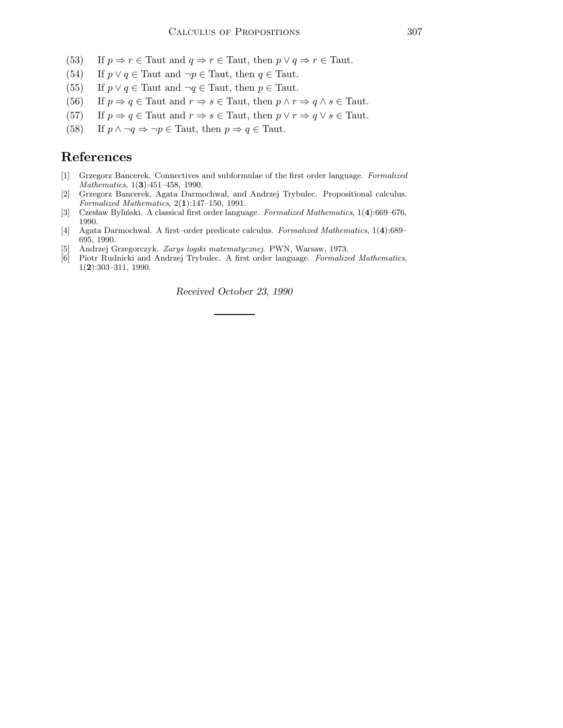(53) If $p \Rightarrow r \in \text{Taut}$ and $q \Rightarrow r \in \text{Taut}$, then $p \vee q \Rightarrow r \in \text{Taut}$.

(54) If $p \vee q \in \text{Taut}$ and $\neg p \in \text{Taut}$, then $q \in \text{Taut}$.

(55) If $p \vee q \in \text{Taut}$ and $\neg q \in \text{Taut}$, then $p \in \text{Taut}$.

(56) If $p \Rightarrow q \in \text{Taut}$ and $r \Rightarrow s \in \text{Taut}$, then $p \wedge r \Rightarrow q \wedge s \in \text{Taut}$.

(57) If $p \Rightarrow q \in \text{Taut}$ and $r \Rightarrow s \in \text{Taut}$, then $p \vee r \Rightarrow q \vee s \in \text{Taut}$.

(58) If $p \wedge \neg q \Rightarrow \neg p \in \text{Taut}$, then $p \Rightarrow q \in \text{Taut}$.

## References

[1] Grzegorz Bancerek. Connectives and subformulae of the first order language. *Formalized Mathematics*, 1(**3**):451–458, 1990.

[2] Grzegorz Bancerek, Agata Darmochwał, and Andrzej Trybulec. Propositional calculus. *Formalized Mathematics*, 2(**1**):147–150, 1991.

[3] Czesław Byliński. A classical first order language. *Formalized Mathematics*, 1(**4**):669–676, 1990.

[4] Agata Darmochwał. A first–order predicate calculus. *Formalized Mathematics*, 1(**4**):689–695, 1990.

[5] Andrzej Grzegorczyk. *Zarys logiki matematycznej*. PWN, Warsaw, 1973.

[6] Piotr Rudnicki and Andrzej Trybulec. A first order language. *Formalized Mathematics*, 1(**2**):303–311, 1990.

*Received October 23, 1990*